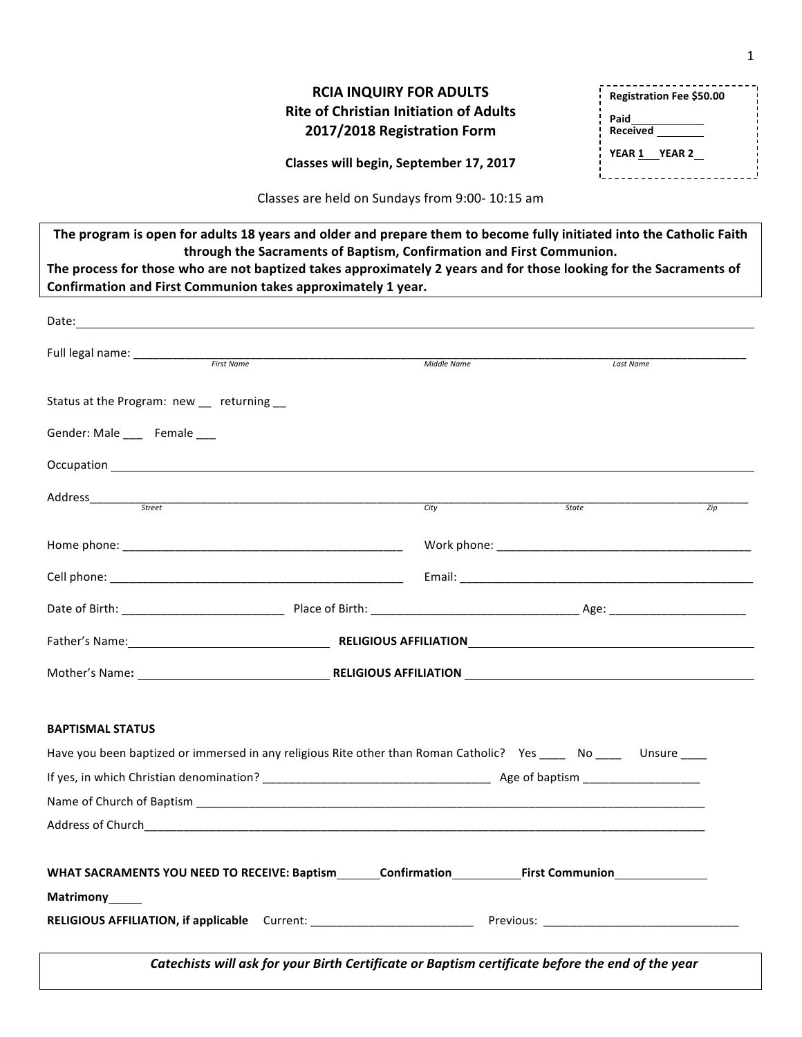# RCIA INQUIRY FOR ADULTS
## Rite of Christian Initiation of Adults
## 2017/2018 Registration Form

**Classes will begin, September 17, 2017**

Classes are held on Sundays from 9:00- 10:15 am

> **Registration Fee $50.00**
>
> **Paid** ___________
> **Received** ________
>
> **YEAR 1** ___ **YEAR 2** __

**The program is open for adults 18 years and older and prepare them to become fully initiated into the Catholic Faith through the Sacraments of Baptism, Confirmation and First Communion.**
**The process for those who are not baptized takes approximately 2 years and for those looking for the Sacraments of Confirmation and First Communion takes approximately 1 year.**

Date: ____________________________________________

Full legal name: ____________________________________________
*First Name* *Middle Name* *Last Name*

Status at the Program: new __ returning __

Gender: Male ___ Female ___

Occupation ____________________________________________

Address____________________________________________
*Street* *City* *State* *Zip*

Home phone: ______________________ Work phone: ______________________

Cell phone: ______________________ Email: ______________________

Date of Birth: ______________ Place of Birth: ______________ Age: ______________

Father's Name: ______________ **RELIGIOUS AFFILIATION** ______________

Mother's Name**:** ______________ **RELIGIOUS AFFILIATION** ______________

**BAPTISMAL STATUS**

Have you been baptized or immersed in any religious Rite other than Roman Catholic? Yes ____ No ____ Unsure ____

If yes, in which Christian denomination? ______________________ Age of baptism ______________

Name of Church of Baptism ____________________________________________

Address of Church____________________________________________

**WHAT SACRAMENTS YOU NEED TO RECEIVE: Baptism**_______**Confirmation**___________**First Communion**_______________

**Matrimony**_____

**RELIGIOUS AFFILIATION, if applicable** Current: ______________________ Previous: ______________________

***Catechists will ask for your Birth Certificate or Baptism certificate before the end of the year***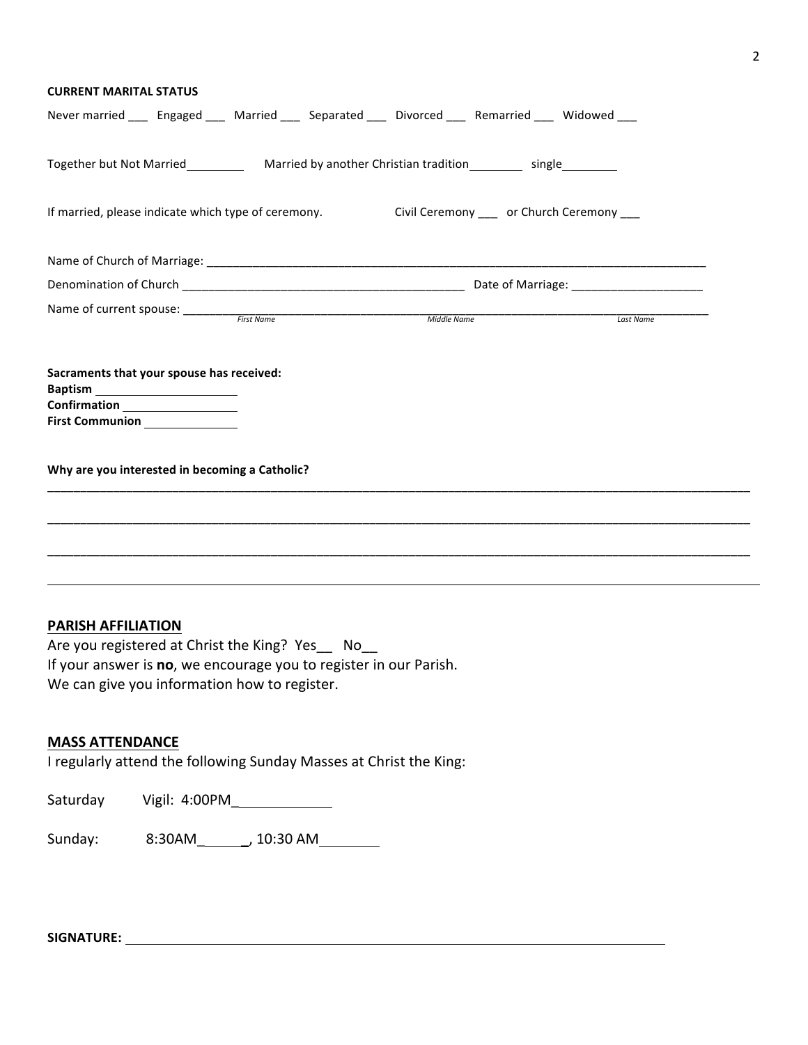**CURRENT MARITAL STATUS**

Never married ___ Engaged ___ Married ___ Separated ___ Divorced ___ Remarried ___ Widowed ___

Together but Not Married_________ Married by another Christian tradition________ single________

If married, please indicate which type of ceremony. Civil Ceremony ___ or Church Ceremony ___

Name of Church of Marriage: ______________________________________________________________________________

Denomination of Church ___________________________________________ Date of Marriage: ____________________

Name of current spouse: ___________________________________________________________________________________
*First Name* *Middle Name* *Last Name*

**Sacraments that your spouse has received:**
**Baptism** ____________________
**Confirmation** ________________
**First Communion** _____________

**Why are you interested in becoming a Catholic?**

______________________________________________________________________________________________________________

______________________________________________________________________________________________________________

______________________________________________________________________________________________________________

______________________________________________________________________________________________________________

## PARISH AFFILIATION

Are you registered at Christ the King? Yes__ No__
If your answer is **no**, we encourage you to register in our Parish.
We can give you information how to register.

## MASS ATTENDANCE

I regularly attend the following Sunday Masses at Christ the King:

Saturday Vigil: 4:00PM_____________

Sunday: 8:30AM_______, 10:30 AM________

**SIGNATURE:** ______________________________________________________________________________